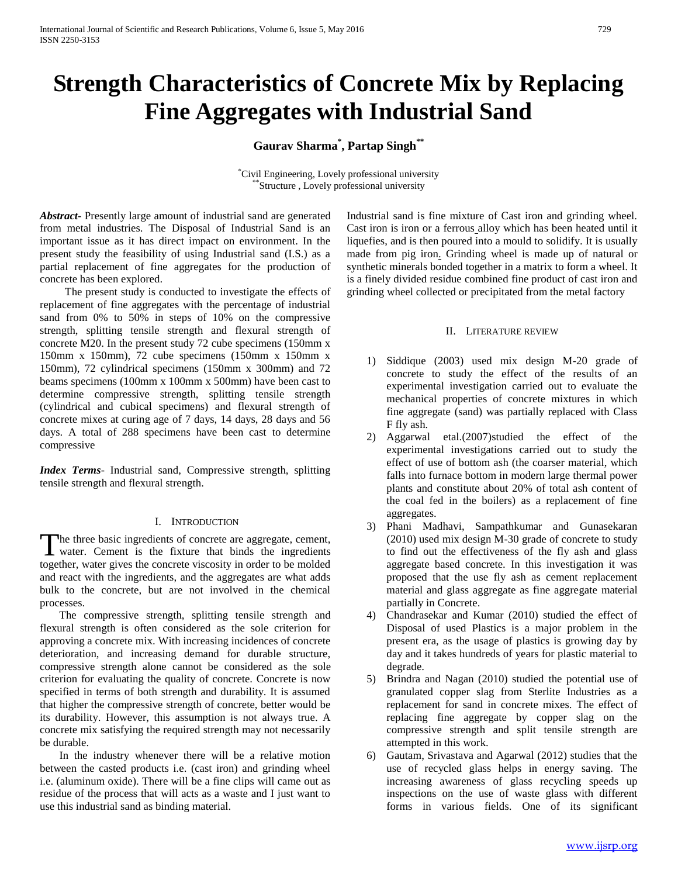# Strength Characteristics of Concrete Mix by Replacing Fine Aggregates with Industrial Sand

**Gaurav Sharma[*], Partap Singh[**]**

[*]Civil Engineering, Lovely professional university
[**]Structure , Lovely professional university

***Abstract***- Presently large amount of industrial sand are generated from metal industries. The Disposal of Industrial Sand is an important issue as it has direct impact on environment. In the present study the feasibility of using Industrial sand (I.S.) as a partial replacement of fine aggregates for the production of concrete has been explored.

The present study is conducted to investigate the effects of replacement of fine aggregates with the percentage of industrial sand from 0% to 50% in steps of 10% on the compressive strength, splitting tensile strength and flexural strength of concrete M20. In the present study 72 cube specimens (150mm x 150mm x 150mm), 72 cube specimens (150mm x 150mm x 150mm), 72 cylindrical specimens (150mm x 300mm) and 72 beams specimens (100mm x 100mm x 500mm) have been cast to determine compressive strength, splitting tensile strength (cylindrical and cubical specimens) and flexural strength of concrete mixes at curing age of 7 days, 14 days, 28 days and 56 days. A total of 288 specimens have been cast to determine compressive

***Index Terms***- Industrial sand, Compressive strength, splitting tensile strength and flexural strength.

## I. Introduction

The three basic ingredients of concrete are aggregate, cement, water. Cement is the fixture that binds the ingredients together, water gives the concrete viscosity in order to be molded and react with the ingredients, and the aggregates are what adds bulk to the concrete, but are not involved in the chemical processes.

The compressive strength, splitting tensile strength and flexural strength is often considered as the sole criterion for approving a concrete mix. With increasing incidences of concrete deterioration, and increasing demand for durable structure, compressive strength alone cannot be considered as the sole criterion for evaluating the quality of concrete. Concrete is now specified in terms of both strength and durability. It is assumed that higher the compressive strength of concrete, better would be its durability. However, this assumption is not always true. A concrete mix satisfying the required strength may not necessarily be durable.

In the industry whenever there will be a relative motion between the casted products i.e. (cast iron) and grinding wheel i.e. (aluminum oxide). There will be a fine clips will came out as residue of the process that will acts as a waste and I just want to use this industrial sand as binding material.

Industrial sand is fine mixture of Cast iron and grinding wheel. Cast iron is iron or a ferrous alloy which has been heated until it liquefies, and is then poured into a mould to solidify. It is usually made from pig iron. Grinding wheel is made up of natural or synthetic minerals bonded together in a matrix to form a wheel. It is a finely divided residue combined fine product of cast iron and grinding wheel collected or precipitated from the metal factory

## II. Literature review

1) Siddique (2003) used mix design M-20 grade of concrete to study the effect of the results of an experimental investigation carried out to evaluate the mechanical properties of concrete mixtures in which fine aggregate (sand) was partially replaced with Class F fly ash.
2) Aggarwal etal.(2007)studied the effect of the experimental investigations carried out to study the effect of use of bottom ash (the coarser material, which falls into furnace bottom in modern large thermal power plants and constitute about 20% of total ash content of the coal fed in the boilers) as a replacement of fine aggregates.
3) Phani Madhavi, Sampathkumar and Gunasekaran (2010) used mix design M-30 grade of concrete to study to find out the effectiveness of the fly ash and glass aggregate based concrete. In this investigation it was proposed that the use fly ash as cement replacement material and glass aggregate as fine aggregate material partially in Concrete.
4) Chandrasekar and Kumar (2010) studied the effect of Disposal of used Plastics is a major problem in the present era, as the usage of plastics is growing day by day and it takes hundreds of years for plastic material to degrade.
5) Brindra and Nagan (2010) studied the potential use of granulated copper slag from Sterlite Industries as a replacement for sand in concrete mixes. The effect of replacing fine aggregate by copper slag on the compressive strength and split tensile strength are attempted in this work.
6) Gautam, Srivastava and Agarwal (2012) studies that the use of recycled glass helps in energy saving. The increasing awareness of glass recycling speeds up inspections on the use of waste glass with different forms in various fields. One of its significant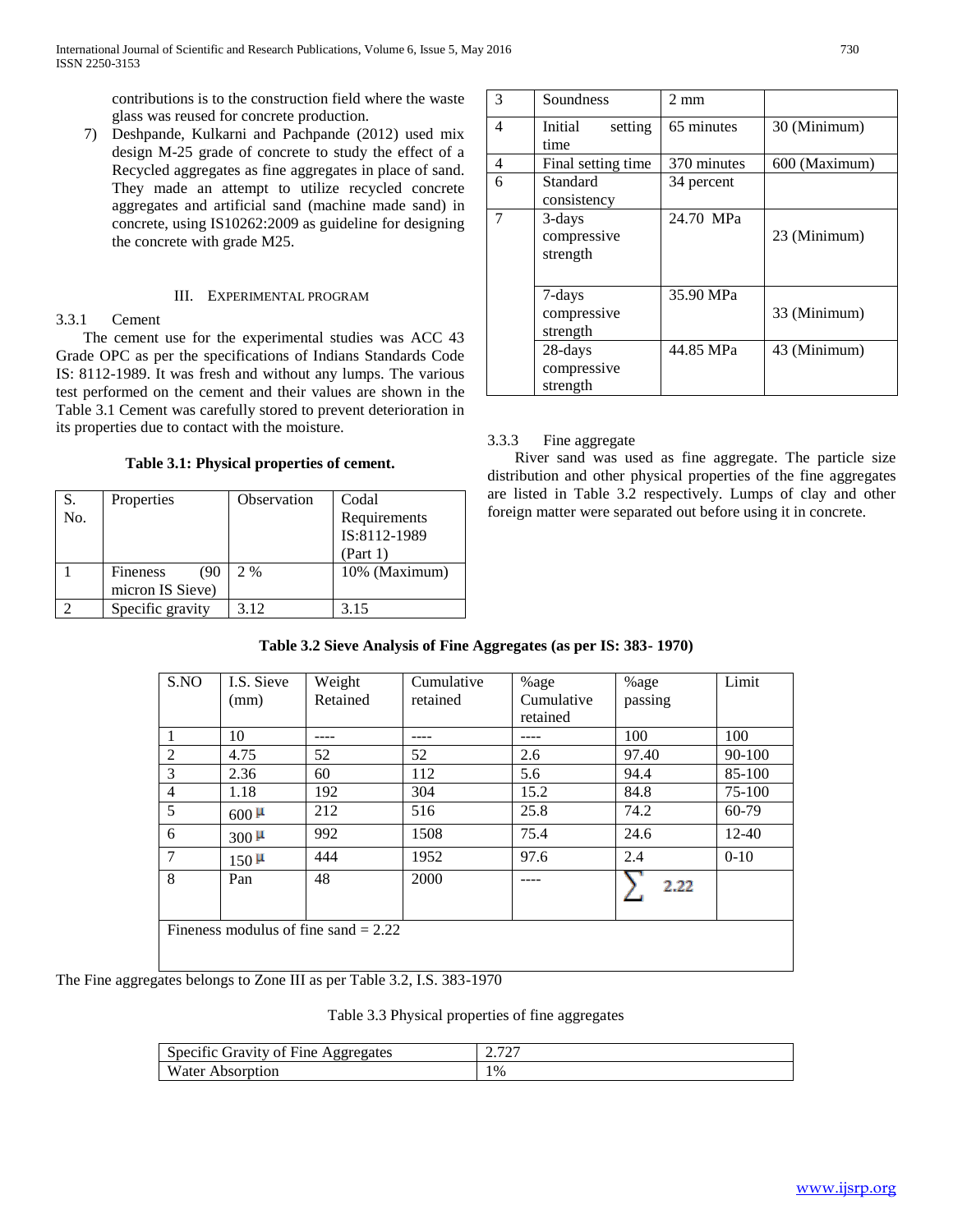contributions is to the construction field where the waste glass was reused for concrete production.

7) Deshpande, Kulkarni and Pachpande (2012) used mix design M-25 grade of concrete to study the effect of a Recycled aggregates as fine aggregates in place of sand. They made an attempt to utilize recycled concrete aggregates and artificial sand (machine made sand) in concrete, using IS10262:2009 as guideline for designing the concrete with grade M25.

## III. Experimental Program

### 3.3.1 Cement

The cement use for the experimental studies was ACC 43 Grade OPC as per the specifications of Indians Standards Code IS: 8112-1989. It was fresh and without any lumps. The various test performed on the cement and their values are shown in the Table 3.1 Cement was carefully stored to prevent deterioration in its properties due to contact with the moisture.

**Table 3.1: Physical properties of cement.**

| S. No. | Properties | Observation | Codal Requirements IS:8112-1989 (Part 1) |
|---|---|---|---|
| 1 | Fineness (90 micron IS Sieve) | 2 % | 10% (Maximum) |
| 2 | Specific gravity | 3.12 | 3.15 |
| 3 | Soundness | 2 mm | |
| 4 | Initial setting time | 65 minutes | 30 (Minimum) |
| 4 | Final setting time | 370 minutes | 600 (Maximum) |
| 6 | Standard consistency | 34 percent | |
| 7 | 3-days compressive strength | 24.70 MPa | 23 (Minimum) |
| | 7-days compressive strength | 35.90 MPa | 33 (Minimum) |
| | 28-days compressive strength | 44.85 MPa | 43 (Minimum) |

### 3.3.3 Fine aggregate

River sand was used as fine aggregate. The particle size distribution and other physical properties of the fine aggregates are listed in Table 3.2 respectively. Lumps of clay and other foreign matter were separated out before using it in concrete.

**Table 3.2 Sieve Analysis of Fine Aggregates (as per IS: 383- 1970)**

| S.NO | I.S. Sieve (mm) | Weight Retained | Cumulative retained | %age Cumulative retained | %age passing | Limit |
|---|---|---|---|---|---|---|
| 1 | 10 | ---- | ---- | ---- | 100 | 100 |
| 2 | 4.75 | 52 | 52 | 2.6 | 97.40 | 90-100 |
| 3 | 2.36 | 60 | 112 | 5.6 | 94.4 | 85-100 |
| 4 | 1.18 | 192 | 304 | 15.2 | 84.8 | 75-100 |
| 5 | 600 µ | 212 | 516 | 25.8 | 74.2 | 60-79 |
| 6 | 300 µ | 992 | 1508 | 75.4 | 24.6 | 12-40 |
| 7 | 150 µ | 444 | 1952 | 97.6 | 2.4 | 0-10 |
| 8 | Pan | 48 | 2000 | ---- | $\sum$ 2.22 | |
| Fineness modulus of fine sand = 2.22 | | | | | | |

The Fine aggregates belongs to Zone III as per Table 3.2, I.S. 383-1970

Table 3.3 Physical properties of fine aggregates

| Specific Gravity of Fine Aggregates | 2.727 |
|---|---|
| Water Absorption | 1% |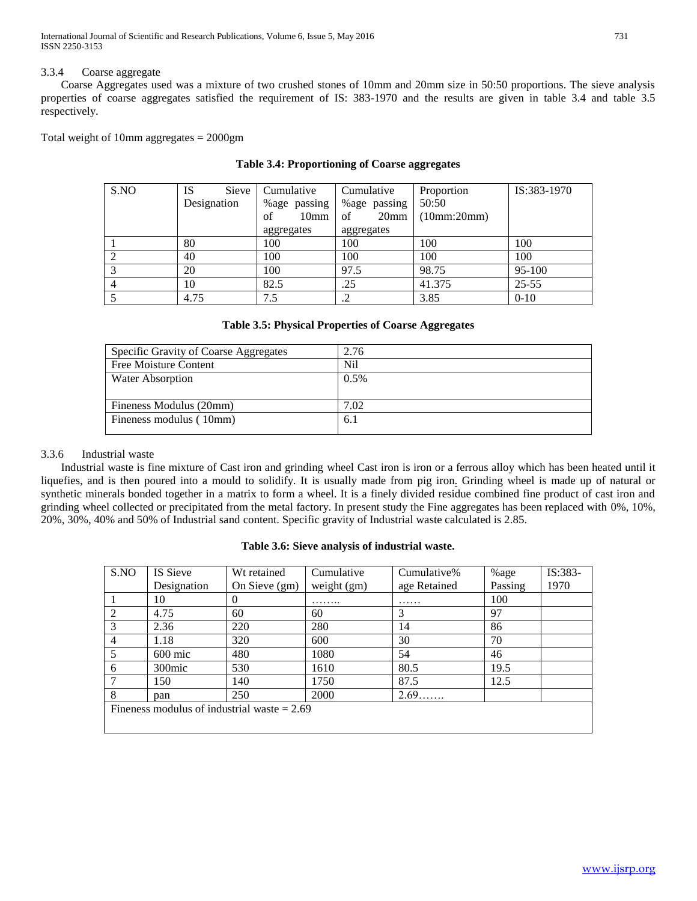#### 3.3.4 Coarse aggregate

Coarse Aggregates used was a mixture of two crushed stones of 10mm and 20mm size in 50:50 proportions. The sieve analysis properties of coarse aggregates satisfied the requirement of IS: 383-1970 and the results are given in table 3.4 and table 3.5 respectively.

Total weight of 10mm aggregates = 2000gm

**Table 3.4: Proportioning of Coarse aggregates**

| S.NO | IS Sieve Designation | Cumulative %age passing of 10mm aggregates | Cumulative %age passing of 20mm aggregates | Proportion 50:50 (10mm:20mm) | IS:383-1970 |
|---|---|---|---|---|---|
| 1 | 80 | 100 | 100 | 100 | 100 |
| 2 | 40 | 100 | 100 | 100 | 100 |
| 3 | 20 | 100 | 97.5 | 98.75 | 95-100 |
| 4 | 10 | 82.5 | .25 | 41.375 | 25-55 |
| 5 | 4.75 | 7.5 | .2 | 3.85 | 0-10 |

**Table 3.5: Physical Properties of Coarse Aggregates**

| | |
|---|---|
| Specific Gravity of Coarse Aggregates | 2.76 |
| Free Moisture Content | Nil |
| Water Absorption | 0.5% |
| Fineness Modulus (20mm) | 7.02 |
| Fineness modulus ( 10mm) | 6.1 |

#### 3.3.6 Industrial waste

Industrial waste is fine mixture of Cast iron and grinding wheel Cast iron is iron or a ferrous alloy which has been heated until it liquefies, and is then poured into a mould to solidify. It is usually made from pig iron. Grinding wheel is made up of natural or synthetic minerals bonded together in a matrix to form a wheel. It is a finely divided residue combined fine product of cast iron and grinding wheel collected or precipitated from the metal factory. In present study the Fine aggregates has been replaced with 0%, 10%, 20%, 30%, 40% and 50% of Industrial sand content. Specific gravity of Industrial waste calculated is 2.85.

**Table 3.6: Sieve analysis of industrial waste.**

| S.NO | IS Sieve Designation | Wt retained On Sieve (gm) | Cumulative weight (gm) | Cumulative%age Retained | %age Passing | IS:383-1970 |
|---|---|---|---|---|---|---|
| 1 | 10 | 0 | …….. | …… | 100 | |
| 2 | 4.75 | 60 | 60 | 3 | 97 | |
| 3 | 2.36 | 220 | 280 | 14 | 86 | |
| 4 | 1.18 | 320 | 600 | 30 | 70 | |
| 5 | 600 mic | 480 | 1080 | 54 | 46 | |
| 6 | 300mic | 530 | 1610 | 80.5 | 19.5 | |
| 7 | 150 | 140 | 1750 | 87.5 | 12.5 | |
| 8 | pan | 250 | 2000 | 2.69……. | | |
| Fineness modulus of industrial waste = 2.69 | | | | | | |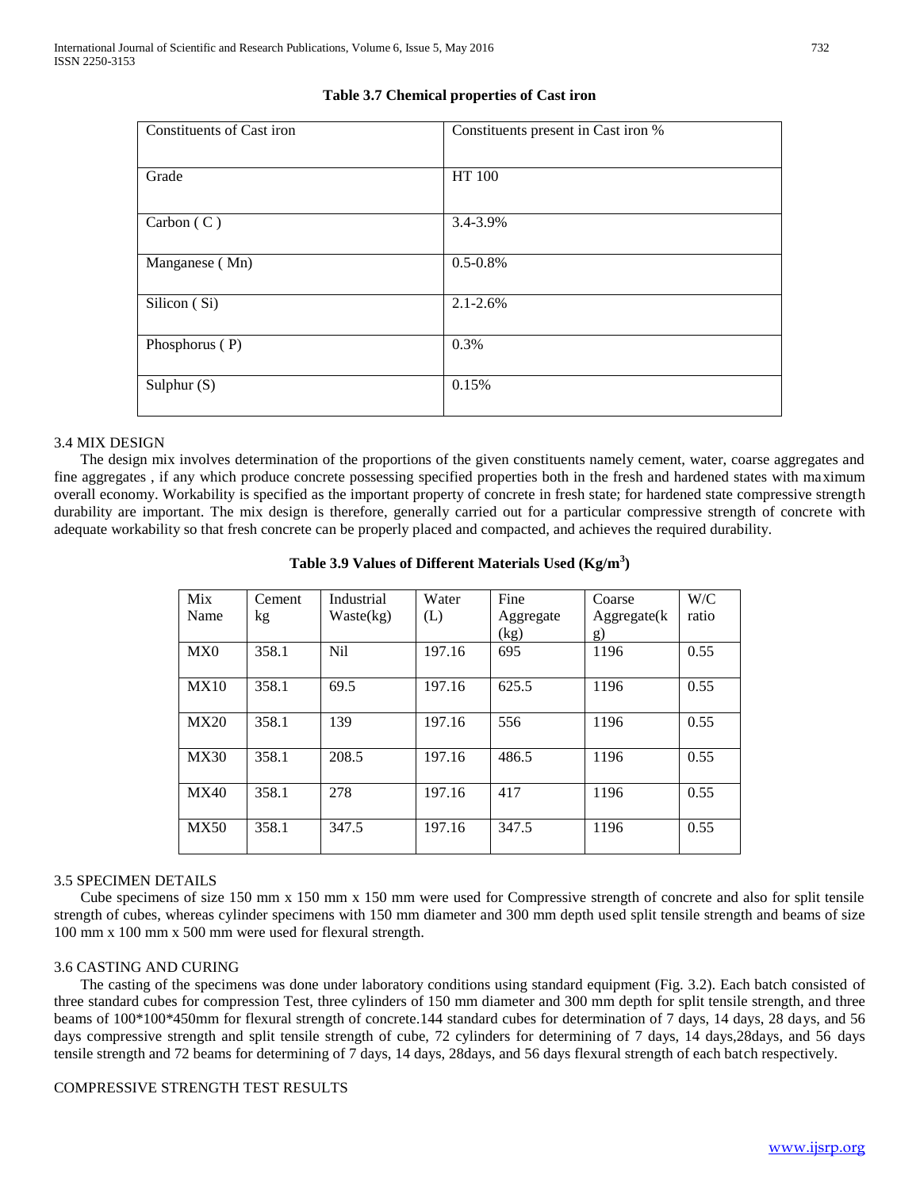**Table 3.7 Chemical properties of Cast iron**

| Constituents of Cast iron | Constituents present in Cast iron % |
|---|---|
| Grade | HT 100 |
| Carbon ( C ) | 3.4-3.9% |
| Manganese ( Mn) | 0.5-0.8% |
| Silicon ( Si) | 2.1-2.6% |
| Phosphorus ( P) | 0.3% |
| Sulphur (S) | 0.15% |

## 3.4 MIX DESIGN

The design mix involves determination of the proportions of the given constituents namely cement, water, coarse aggregates and fine aggregates , if any which produce concrete possessing specified properties both in the fresh and hardened states with maximum overall economy. Workability is specified as the important property of concrete in fresh state; for hardened state compressive strength durability are important. The mix design is therefore, generally carried out for a particular compressive strength of concrete with adequate workability so that fresh concrete can be properly placed and compacted, and achieves the required durability.

**Table 3.9 Values of Different Materials Used (Kg/m$^3$)**

| Mix Name | Cement kg | Industrial Waste(kg) | Water (L) | Fine Aggregate (kg) | Coarse Aggregate(kg) | W/C ratio |
|---|---|---|---|---|---|---|
| MX0 | 358.1 | Nil | 197.16 | 695 | 1196 | 0.55 |
| MX10 | 358.1 | 69.5 | 197.16 | 625.5 | 1196 | 0.55 |
| MX20 | 358.1 | 139 | 197.16 | 556 | 1196 | 0.55 |
| MX30 | 358.1 | 208.5 | 197.16 | 486.5 | 1196 | 0.55 |
| MX40 | 358.1 | 278 | 197.16 | 417 | 1196 | 0.55 |
| MX50 | 358.1 | 347.5 | 197.16 | 347.5 | 1196 | 0.55 |

## 3.5 SPECIMEN DETAILS

Cube specimens of size 150 mm x 150 mm x 150 mm were used for Compressive strength of concrete and also for split tensile strength of cubes, whereas cylinder specimens with 150 mm diameter and 300 mm depth used split tensile strength and beams of size 100 mm x 100 mm x 500 mm were used for flexural strength.

## 3.6 CASTING AND CURING

The casting of the specimens was done under laboratory conditions using standard equipment (Fig. 3.2). Each batch consisted of three standard cubes for compression Test, three cylinders of 150 mm diameter and 300 mm depth for split tensile strength, and three beams of 100*100*450mm for flexural strength of concrete.144 standard cubes for determination of 7 days, 14 days, 28 days, and 56 days compressive strength and split tensile strength of cube, 72 cylinders for determining of 7 days, 14 days,28days, and 56 days tensile strength and 72 beams for determining of 7 days, 14 days, 28days, and 56 days flexural strength of each batch respectively.

## COMPRESSIVE STRENGTH TEST RESULTS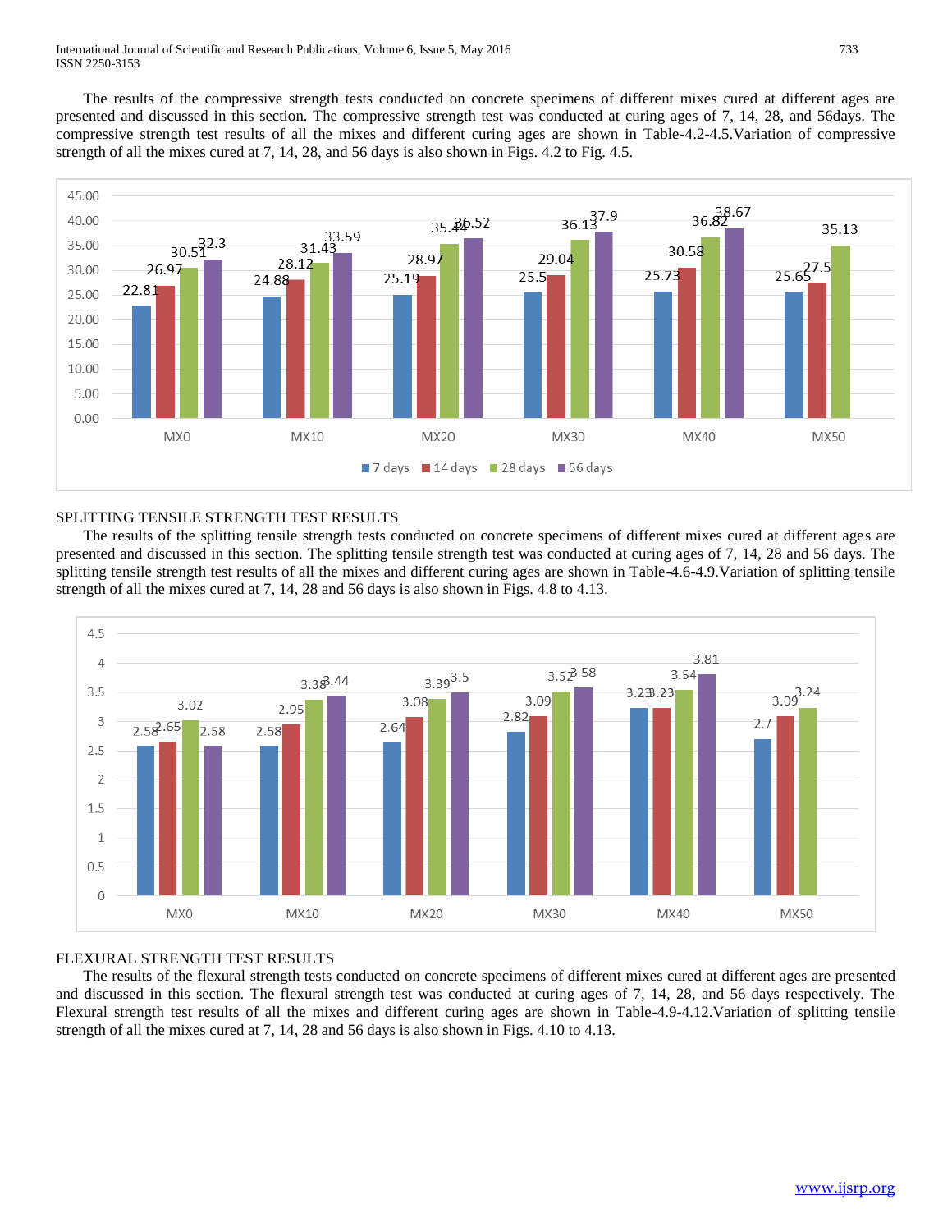The results of the compressive strength tests conducted on concrete specimens of different mixes cured at different ages are presented and discussed in this section. The compressive strength test was conducted at curing ages of 7, 14, 28, and 56days. The compressive strength test results of all the mixes and different curing ages are shown in Table-4.2-4.5.Variation of compressive strength of all the mixes cured at 7, 14, 28, and 56 days is also shown in Figs. 4.2 to Fig. 4.5.

| Mix | 7 days | 14 days | 28 days | 56 days |
|---|---|---|---|---|
| MX0 | 22.81 | 26.97 | 30.51 | 32.3 |
| MX10 | 24.88 | 28.12 | 31.43 | 33.59 |
| MX20 | 25.19 | 28.97 | 35.44 | 36.52 |
| MX30 | 25.5 | 29.04 | 36.13 | 37.9 |
| MX40 | 25.73 | 30.58 | 36.82 | 38.67 |
| MX50 | 25.65 | 27.5 | 35.13 | |

## SPLITTING TENSILE STRENGTH TEST RESULTS

The results of the splitting tensile strength tests conducted on concrete specimens of different mixes cured at different ages are presented and discussed in this section. The splitting tensile strength test was conducted at curing ages of 7, 14, 28 and 56 days. The splitting tensile strength test results of all the mixes and different curing ages are shown in Table-4.6-4.9.Variation of splitting tensile strength of all the mixes cured at 7, 14, 28 and 56 days is also shown in Figs. 4.8 to 4.13.

| Mix | 7 days | 14 days | 28 days | 56 days |
|---|---|---|---|---|
| MX0 | 2.58 | 2.65 | 3.02 | 2.58 |
| MX10 | 2.58 | 2.95 | 3.38 | 3.44 |
| MX20 | 2.64 | 3.08 | 3.39 | 3.5 |
| MX30 | 2.82 | 3.09 | 3.52 | 3.58 |
| MX40 | 3.23 | 3.23 | 3.54 | 3.81 |
| MX50 | 2.7 | 3.09 | 3.24 | |

## FLEXURAL STRENGTH TEST RESULTS

The results of the flexural strength tests conducted on concrete specimens of different mixes cured at different ages are presented and discussed in this section. The flexural strength test was conducted at curing ages of 7, 14, 28, and 56 days respectively. The Flexural strength test results of all the mixes and different curing ages are shown in Table-4.9-4.12.Variation of splitting tensile strength of all the mixes cured at 7, 14, 28 and 56 days is also shown in Figs. 4.10 to 4.13.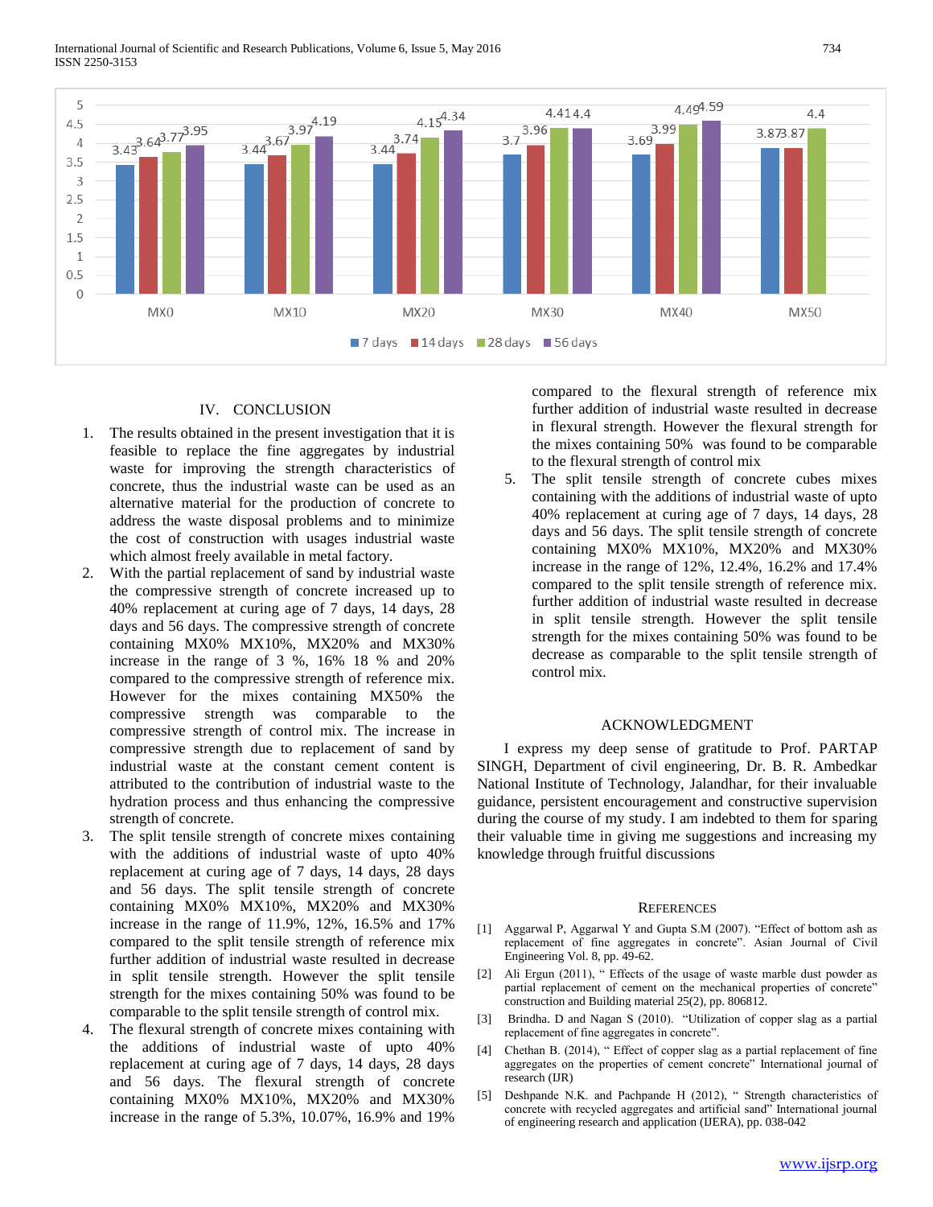| Mix | 7 days | 14 days | 28 days | 56 days |
|---|---|---|---|---|
| MX0 | 3.43 | 3.64 | 3.77 | 3.95 |
| MX10 | 3.44 | 3.67 | 3.97 | 4.19 |
| MX20 | 3.44 | 3.74 | 4.15 | 4.34 |
| MX30 | 3.7 | 3.96 | 4.41 | 4.4 |
| MX40 | 3.69 | 3.99 | 4.49 | 4.59 |
| MX50 | 3.87 | 3.87 | 4.4 | |

## IV. CONCLUSION

1. The results obtained in the present investigation that it is feasible to replace the fine aggregates by industrial waste for improving the strength characteristics of concrete, thus the industrial waste can be used as an alternative material for the production of concrete to address the waste disposal problems and to minimize the cost of construction with usages industrial waste which almost freely available in metal factory.
2. With the partial replacement of sand by industrial waste the compressive strength of concrete increased up to 40% replacement at curing age of 7 days, 14 days, 28 days and 56 days. The compressive strength of concrete containing MX0% MX10%, MX20% and MX30% increase in the range of 3 %, 16% 18 % and 20% compared to the compressive strength of reference mix. However for the mixes containing MX50% the compressive strength was comparable to the compressive strength of control mix. The increase in compressive strength due to replacement of sand by industrial waste at the constant cement content is attributed to the contribution of industrial waste to the hydration process and thus enhancing the compressive strength of concrete.
3. The split tensile strength of concrete mixes containing with the additions of industrial waste of upto 40% replacement at curing age of 7 days, 14 days, 28 days and 56 days. The split tensile strength of concrete containing MX0% MX10%, MX20% and MX30% increase in the range of 11.9%, 12%, 16.5% and 17% compared to the split tensile strength of reference mix further addition of industrial waste resulted in decrease in split tensile strength. However the split tensile strength for the mixes containing 50% was found to be comparable to the split tensile strength of control mix.
4. The flexural strength of concrete mixes containing with the additions of industrial waste of upto 40% replacement at curing age of 7 days, 14 days, 28 days and 56 days. The flexural strength of concrete containing MX0% MX10%, MX20% and MX30% increase in the range of 5.3%, 10.07%, 16.9% and 19% compared to the flexural strength of reference mix further addition of industrial waste resulted in decrease in flexural strength. However the flexural strength for the mixes containing 50% was found to be comparable to the flexural strength of control mix
5. The split tensile strength of concrete cubes mixes containing with the additions of industrial waste of upto 40% replacement at curing age of 7 days, 14 days, 28 days and 56 days. The split tensile strength of concrete containing MX0% MX10%, MX20% and MX30% increase in the range of 12%, 12.4%, 16.2% and 17.4% compared to the split tensile strength of reference mix. further addition of industrial waste resulted in decrease in split tensile strength. However the split tensile strength for the mixes containing 50% was found to be decrease as comparable to the split tensile strength of control mix.

## ACKNOWLEDGMENT

I express my deep sense of gratitude to Prof. PARTAP SINGH, Department of civil engineering, Dr. B. R. Ambedkar National Institute of Technology, Jalandhar, for their invaluable guidance, persistent encouragement and constructive supervision during the course of my study. I am indebted to them for sparing their valuable time in giving me suggestions and increasing my knowledge through fruitful discussions

## REFERENCES

[1] Aggarwal P, Aggarwal Y and Gupta S.M (2007). "Effect of bottom ash as replacement of fine aggregates in concrete". Asian Journal of Civil Engineering Vol. 8, pp. 49-62.

[2] Ali Ergun (2011), " Effects of the usage of waste marble dust powder as partial replacement of cement on the mechanical properties of concrete" construction and Building material 25(2), pp. 806812.

[3] Brindha. D and Nagan S (2010). "Utilization of copper slag as a partial replacement of fine aggregates in concrete".

[4] Chethan B. (2014), " Effect of copper slag as a partial replacement of fine aggregates on the properties of cement concrete" International journal of research (IJR)

[5] Deshpande N.K. and Pachpande H (2012), " Strength characteristics of concrete with recycled aggregates and artificial sand" International journal of engineering research and application (IJERA), pp. 038-042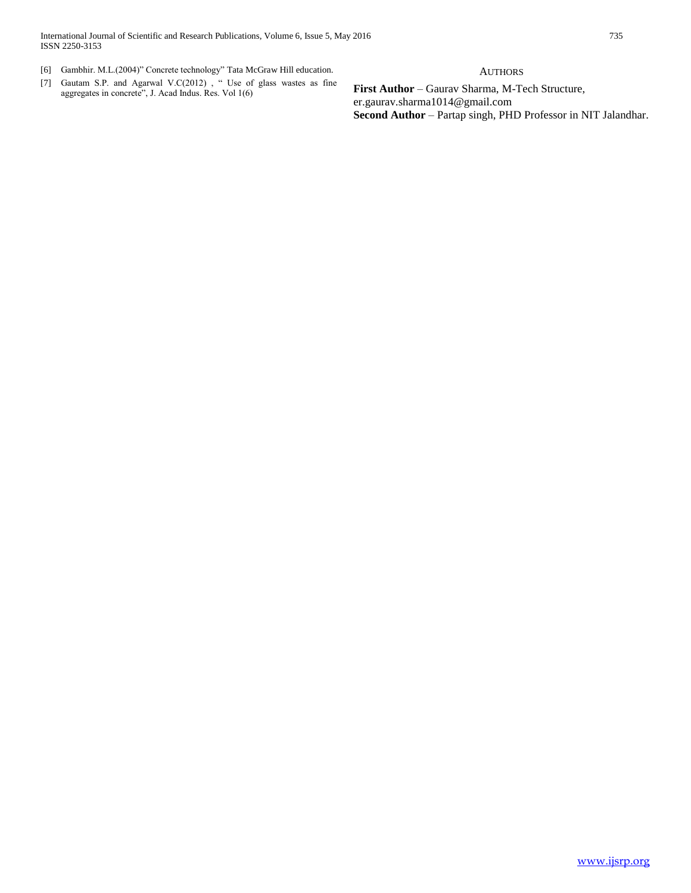[6] Gambhir. M.L.(2004)" Concrete technology" Tata McGraw Hill education.

[7] Gautam S.P. and Agarwal V.C(2012) , " Use of glass wastes as fine aggregates in concrete", J. Acad Indus. Res. Vol 1(6)

## AUTHORS

**First Author** – Gaurav Sharma, M-Tech Structure, er.gaurav.sharma1014@gmail.com

**Second Author** – Partap singh, PHD Professor in NIT Jalandhar.